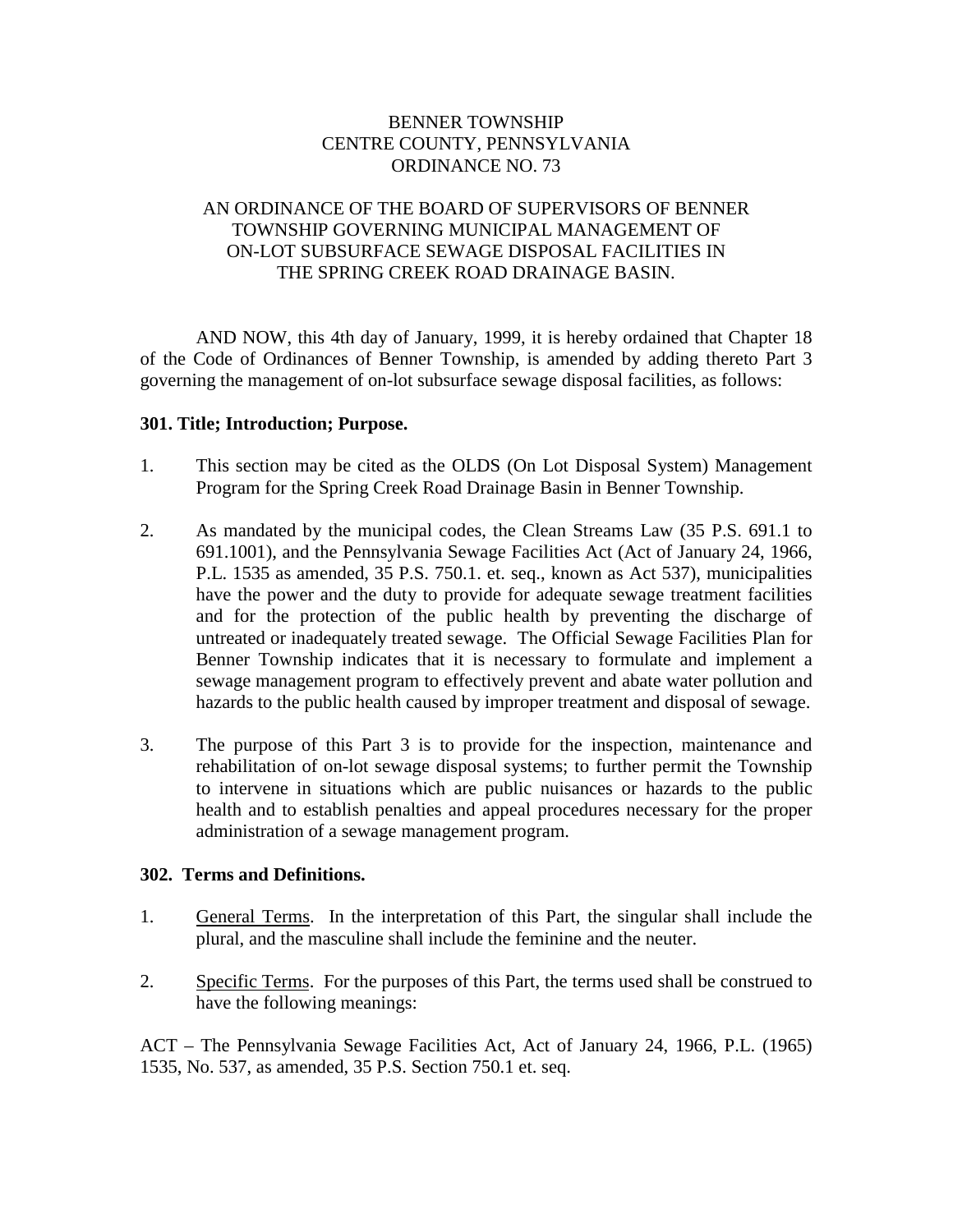# BENNER TOWNSHIP
# CENTRE COUNTY, PENNSYLVANIA
# ORDINANCE NO. 73

## AN ORDINANCE OF THE BOARD OF SUPERVISORS OF BENNER TOWNSHIP GOVERNING MUNICIPAL MANAGEMENT OF ON-LOT SUBSURFACE SEWAGE DISPOSAL FACILITIES IN THE SPRING CREEK ROAD DRAINAGE BASIN.

AND NOW, this 4th day of January, 1999, it is hereby ordained that Chapter 18 of the Code of Ordinances of Benner Township, is amended by adding thereto Part 3 governing the management of on-lot subsurface sewage disposal facilities, as follows:

**301. Title; Introduction; Purpose.**

1. This section may be cited as the OLDS (On Lot Disposal System) Management Program for the Spring Creek Road Drainage Basin in Benner Township.

2. As mandated by the municipal codes, the Clean Streams Law (35 P.S. 691.1 to 691.1001), and the Pennsylvania Sewage Facilities Act (Act of January 24, 1966, P.L. 1535 as amended, 35 P.S. 750.1. et. seq., known as Act 537), municipalities have the power and the duty to provide for adequate sewage treatment facilities and for the protection of the public health by preventing the discharge of untreated or inadequately treated sewage. The Official Sewage Facilities Plan for Benner Township indicates that it is necessary to formulate and implement a sewage management program to effectively prevent and abate water pollution and hazards to the public health caused by improper treatment and disposal of sewage.

3. The purpose of this Part 3 is to provide for the inspection, maintenance and rehabilitation of on-lot sewage disposal systems; to further permit the Township to intervene in situations which are public nuisances or hazards to the public health and to establish penalties and appeal procedures necessary for the proper administration of a sewage management program.

**302. Terms and Definitions.**

1. General Terms. In the interpretation of this Part, the singular shall include the plural, and the masculine shall include the feminine and the neuter.

2. Specific Terms. For the purposes of this Part, the terms used shall be construed to have the following meanings:

ACT – The Pennsylvania Sewage Facilities Act, Act of January 24, 1966, P.L. (1965) 1535, No. 537, as amended, 35 P.S. Section 750.1 et. seq.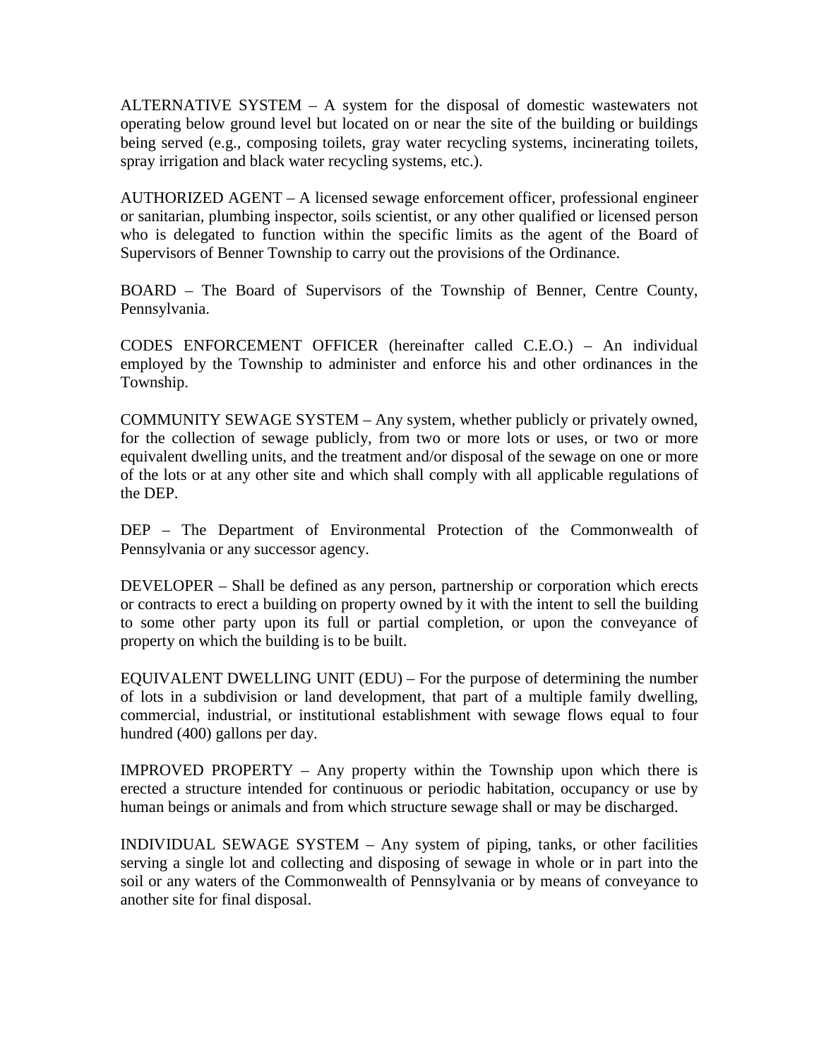ALTERNATIVE SYSTEM – A system for the disposal of domestic wastewaters not operating below ground level but located on or near the site of the building or buildings being served (e.g., composing toilets, gray water recycling systems, incinerating toilets, spray irrigation and black water recycling systems, etc.).

AUTHORIZED AGENT – A licensed sewage enforcement officer, professional engineer or sanitarian, plumbing inspector, soils scientist, or any other qualified or licensed person who is delegated to function within the specific limits as the agent of the Board of Supervisors of Benner Township to carry out the provisions of the Ordinance.

BOARD – The Board of Supervisors of the Township of Benner, Centre County, Pennsylvania.

CODES ENFORCEMENT OFFICER (hereinafter called C.E.O.) – An individual employed by the Township to administer and enforce his and other ordinances in the Township.

COMMUNITY SEWAGE SYSTEM – Any system, whether publicly or privately owned, for the collection of sewage publicly, from two or more lots or uses, or two or more equivalent dwelling units, and the treatment and/or disposal of the sewage on one or more of the lots or at any other site and which shall comply with all applicable regulations of the DEP.

DEP – The Department of Environmental Protection of the Commonwealth of Pennsylvania or any successor agency.

DEVELOPER – Shall be defined as any person, partnership or corporation which erects or contracts to erect a building on property owned by it with the intent to sell the building to some other party upon its full or partial completion, or upon the conveyance of property on which the building is to be built.

EQUIVALENT DWELLING UNIT (EDU) – For the purpose of determining the number of lots in a subdivision or land development, that part of a multiple family dwelling, commercial, industrial, or institutional establishment with sewage flows equal to four hundred (400) gallons per day.

IMPROVED PROPERTY – Any property within the Township upon which there is erected a structure intended for continuous or periodic habitation, occupancy or use by human beings or animals and from which structure sewage shall or may be discharged.

INDIVIDUAL SEWAGE SYSTEM – Any system of piping, tanks, or other facilities serving a single lot and collecting and disposing of sewage in whole or in part into the soil or any waters of the Commonwealth of Pennsylvania or by means of conveyance to another site for final disposal.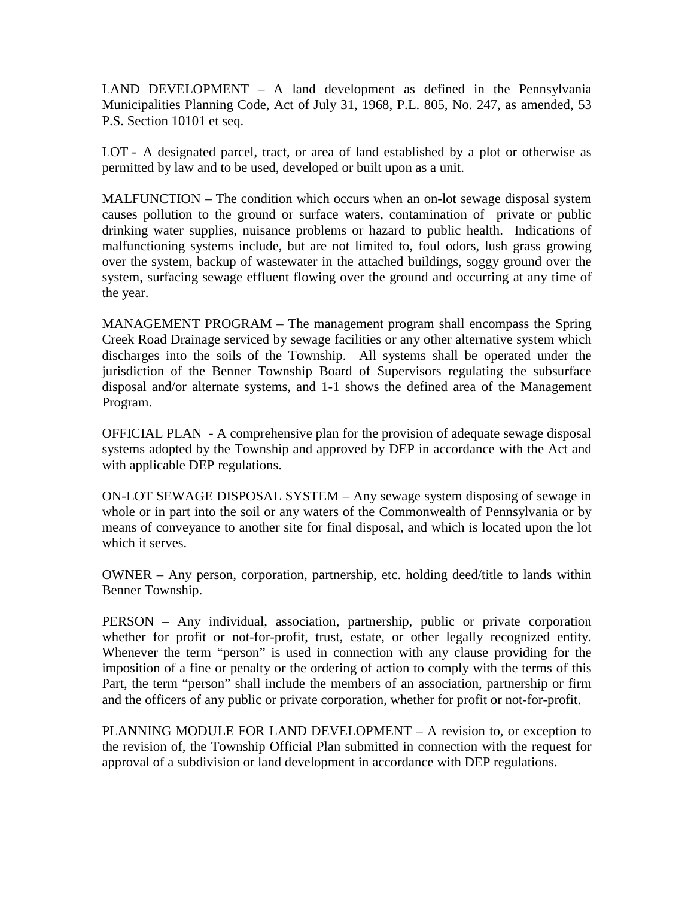LAND DEVELOPMENT – A land development as defined in the Pennsylvania Municipalities Planning Code, Act of July 31, 1968, P.L. 805, No. 247, as amended, 53 P.S. Section 10101 et seq.

LOT - A designated parcel, tract, or area of land established by a plot or otherwise as permitted by law and to be used, developed or built upon as a unit.

MALFUNCTION – The condition which occurs when an on-lot sewage disposal system causes pollution to the ground or surface waters, contamination of private or public drinking water supplies, nuisance problems or hazard to public health. Indications of malfunctioning systems include, but are not limited to, foul odors, lush grass growing over the system, backup of wastewater in the attached buildings, soggy ground over the system, surfacing sewage effluent flowing over the ground and occurring at any time of the year.

MANAGEMENT PROGRAM – The management program shall encompass the Spring Creek Road Drainage serviced by sewage facilities or any other alternative system which discharges into the soils of the Township. All systems shall be operated under the jurisdiction of the Benner Township Board of Supervisors regulating the subsurface disposal and/or alternate systems, and 1-1 shows the defined area of the Management Program.

OFFICIAL PLAN - A comprehensive plan for the provision of adequate sewage disposal systems adopted by the Township and approved by DEP in accordance with the Act and with applicable DEP regulations.

ON-LOT SEWAGE DISPOSAL SYSTEM – Any sewage system disposing of sewage in whole or in part into the soil or any waters of the Commonwealth of Pennsylvania or by means of conveyance to another site for final disposal, and which is located upon the lot which it serves.

OWNER – Any person, corporation, partnership, etc. holding deed/title to lands within Benner Township.

PERSON – Any individual, association, partnership, public or private corporation whether for profit or not-for-profit, trust, estate, or other legally recognized entity. Whenever the term "person" is used in connection with any clause providing for the imposition of a fine or penalty or the ordering of action to comply with the terms of this Part, the term "person" shall include the members of an association, partnership or firm and the officers of any public or private corporation, whether for profit or not-for-profit.

PLANNING MODULE FOR LAND DEVELOPMENT – A revision to, or exception to the revision of, the Township Official Plan submitted in connection with the request for approval of a subdivision or land development in accordance with DEP regulations.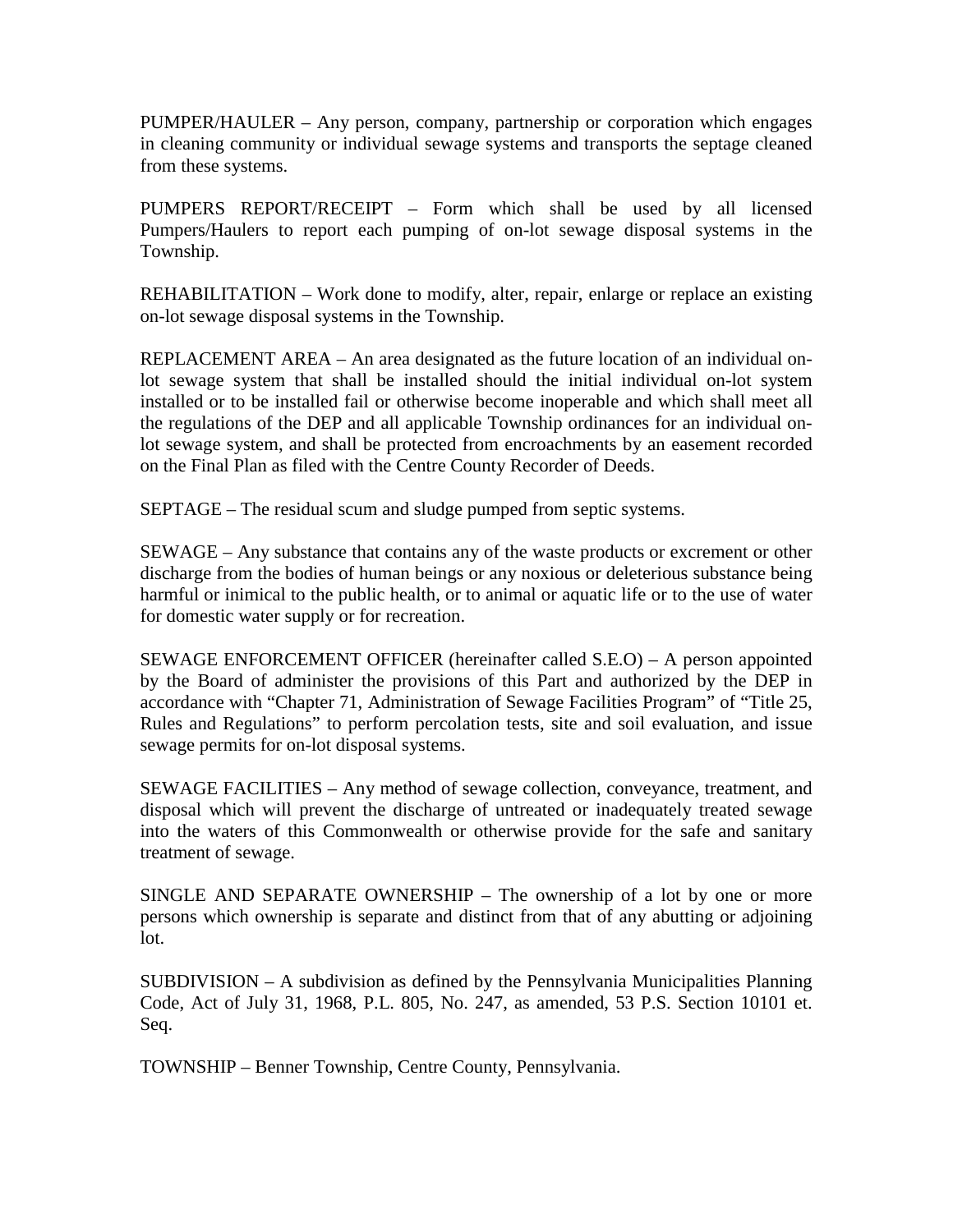PUMPER/HAULER – Any person, company, partnership or corporation which engages in cleaning community or individual sewage systems and transports the septage cleaned from these systems.

PUMPERS REPORT/RECEIPT – Form which shall be used by all licensed Pumpers/Haulers to report each pumping of on-lot sewage disposal systems in the Township.

REHABILITATION – Work done to modify, alter, repair, enlarge or replace an existing on-lot sewage disposal systems in the Township.

REPLACEMENT AREA – An area designated as the future location of an individual on-lot sewage system that shall be installed should the initial individual on-lot system installed or to be installed fail or otherwise become inoperable and which shall meet all the regulations of the DEP and all applicable Township ordinances for an individual on-lot sewage system, and shall be protected from encroachments by an easement recorded on the Final Plan as filed with the Centre County Recorder of Deeds.

SEPTAGE – The residual scum and sludge pumped from septic systems.

SEWAGE – Any substance that contains any of the waste products or excrement or other discharge from the bodies of human beings or any noxious or deleterious substance being harmful or inimical to the public health, or to animal or aquatic life or to the use of water for domestic water supply or for recreation.

SEWAGE ENFORCEMENT OFFICER (hereinafter called S.E.O) – A person appointed by the Board of administer the provisions of this Part and authorized by the DEP in accordance with "Chapter 71, Administration of Sewage Facilities Program" of "Title 25, Rules and Regulations" to perform percolation tests, site and soil evaluation, and issue sewage permits for on-lot disposal systems.

SEWAGE FACILITIES – Any method of sewage collection, conveyance, treatment, and disposal which will prevent the discharge of untreated or inadequately treated sewage into the waters of this Commonwealth or otherwise provide for the safe and sanitary treatment of sewage.

SINGLE AND SEPARATE OWNERSHIP – The ownership of a lot by one or more persons which ownership is separate and distinct from that of any abutting or adjoining lot.

SUBDIVISION – A subdivision as defined by the Pennsylvania Municipalities Planning Code, Act of July 31, 1968, P.L. 805, No. 247, as amended, 53 P.S. Section 10101 et. Seq.

TOWNSHIP – Benner Township, Centre County, Pennsylvania.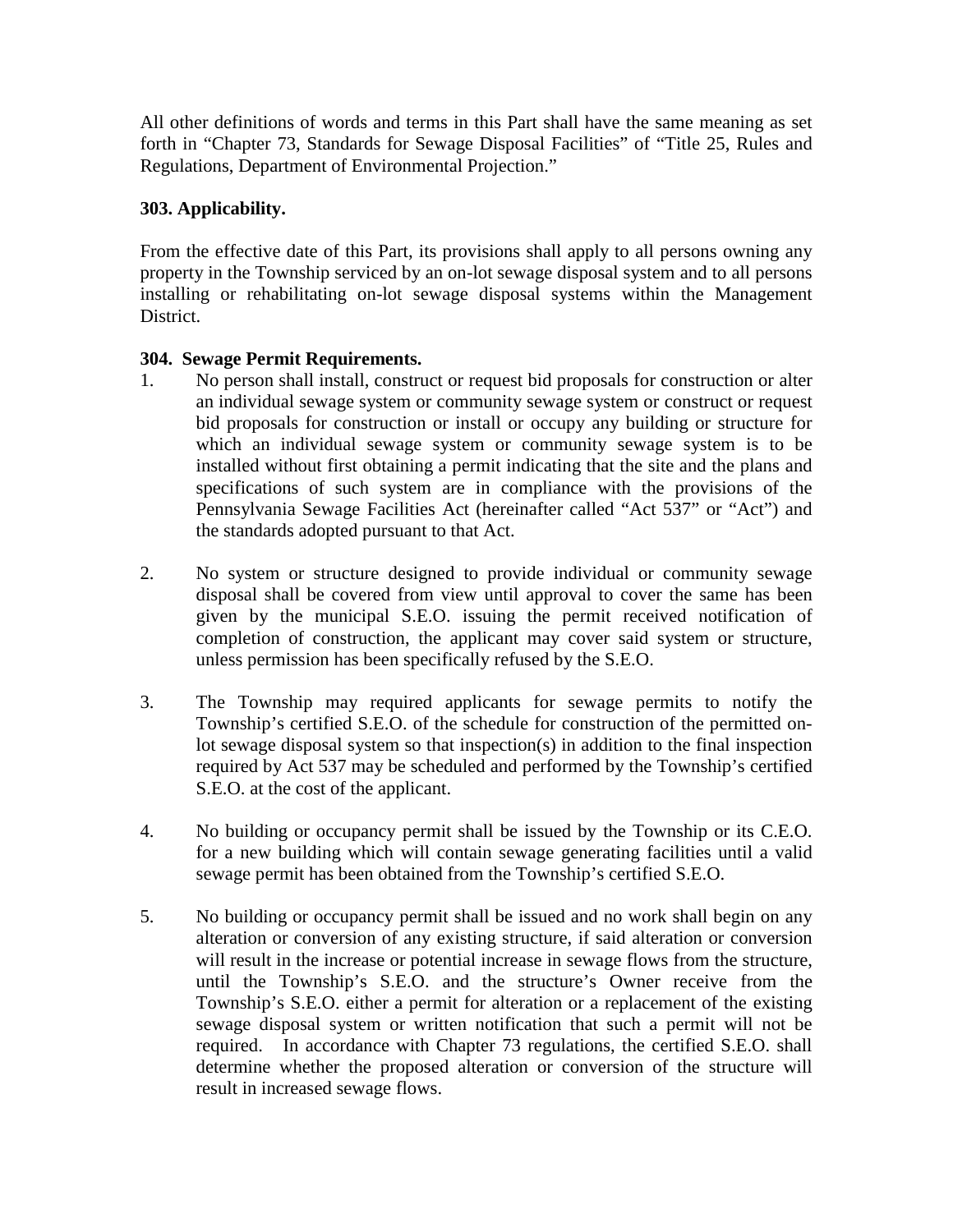All other definitions of words and terms in this Part shall have the same meaning as set forth in "Chapter 73, Standards for Sewage Disposal Facilities" of "Title 25, Rules and Regulations, Department of Environmental Projection."

**303. Applicability.**

From the effective date of this Part, its provisions shall apply to all persons owning any property in the Township serviced by an on-lot sewage disposal system and to all persons installing or rehabilitating on-lot sewage disposal systems within the Management District.

**304. Sewage Permit Requirements.**

1. No person shall install, construct or request bid proposals for construction or alter an individual sewage system or community sewage system or construct or request bid proposals for construction or install or occupy any building or structure for which an individual sewage system or community sewage system is to be installed without first obtaining a permit indicating that the site and the plans and specifications of such system are in compliance with the provisions of the Pennsylvania Sewage Facilities Act (hereinafter called "Act 537" or "Act") and the standards adopted pursuant to that Act.

2. No system or structure designed to provide individual or community sewage disposal shall be covered from view until approval to cover the same has been given by the municipal S.E.O. issuing the permit received notification of completion of construction, the applicant may cover said system or structure, unless permission has been specifically refused by the S.E.O.

3. The Township may required applicants for sewage permits to notify the Township's certified S.E.O. of the schedule for construction of the permitted on-lot sewage disposal system so that inspection(s) in addition to the final inspection required by Act 537 may be scheduled and performed by the Township's certified S.E.O. at the cost of the applicant.

4. No building or occupancy permit shall be issued by the Township or its C.E.O. for a new building which will contain sewage generating facilities until a valid sewage permit has been obtained from the Township's certified S.E.O.

5. No building or occupancy permit shall be issued and no work shall begin on any alteration or conversion of any existing structure, if said alteration or conversion will result in the increase or potential increase in sewage flows from the structure, until the Township's S.E.O. and the structure's Owner receive from the Township's S.E.O. either a permit for alteration or a replacement of the existing sewage disposal system or written notification that such a permit will not be required. In accordance with Chapter 73 regulations, the certified S.E.O. shall determine whether the proposed alteration or conversion of the structure will result in increased sewage flows.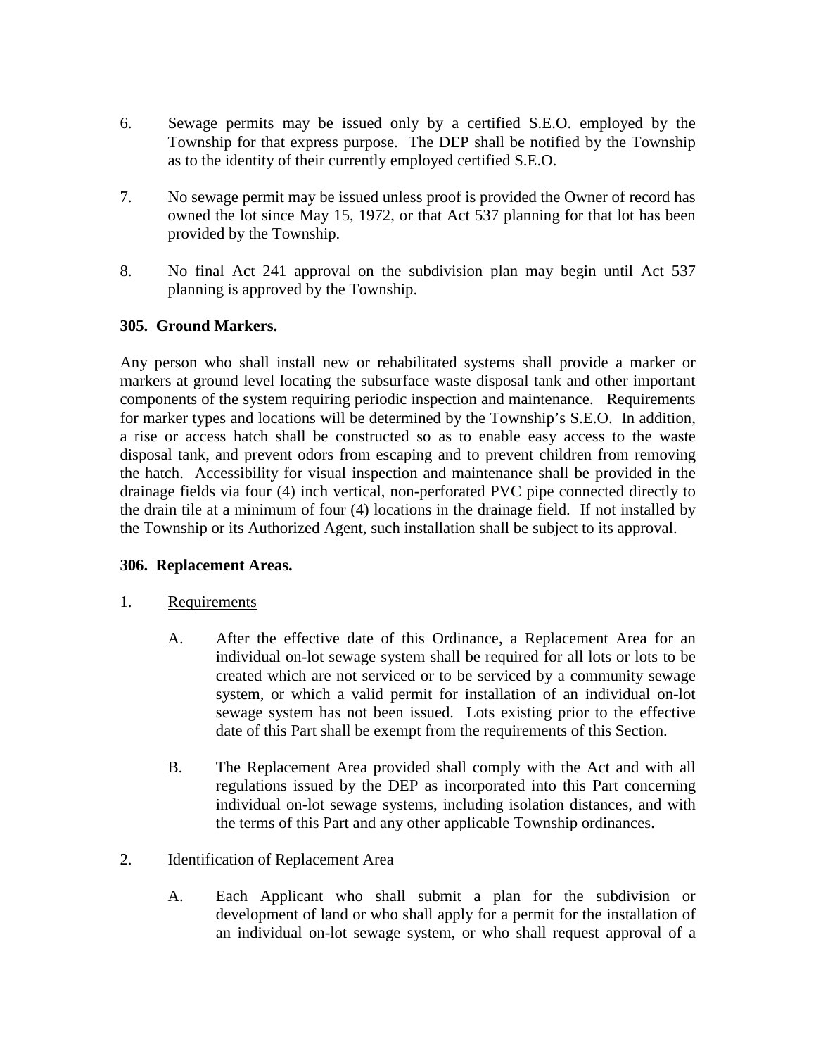6. Sewage permits may be issued only by a certified S.E.O. employed by the Township for that express purpose. The DEP shall be notified by the Township as to the identity of their currently employed certified S.E.O.

7. No sewage permit may be issued unless proof is provided the Owner of record has owned the lot since May 15, 1972, or that Act 537 planning for that lot has been provided by the Township.

8. No final Act 241 approval on the subdivision plan may begin until Act 537 planning is approved by the Township.

**305. Ground Markers.**

Any person who shall install new or rehabilitated systems shall provide a marker or markers at ground level locating the subsurface waste disposal tank and other important components of the system requiring periodic inspection and maintenance. Requirements for marker types and locations will be determined by the Township's S.E.O. In addition, a rise or access hatch shall be constructed so as to enable easy access to the waste disposal tank, and prevent odors from escaping and to prevent children from removing the hatch. Accessibility for visual inspection and maintenance shall be provided in the drainage fields via four (4) inch vertical, non-perforated PVC pipe connected directly to the drain tile at a minimum of four (4) locations in the drainage field. If not installed by the Township or its Authorized Agent, such installation shall be subject to its approval.

**306. Replacement Areas.**

1. Requirements

   A. After the effective date of this Ordinance, a Replacement Area for an individual on-lot sewage system shall be required for all lots or lots to be created which are not serviced or to be serviced by a community sewage system, or which a valid permit for installation of an individual on-lot sewage system has not been issued. Lots existing prior to the effective date of this Part shall be exempt from the requirements of this Section.

   B. The Replacement Area provided shall comply with the Act and with all regulations issued by the DEP as incorporated into this Part concerning individual on-lot sewage systems, including isolation distances, and with the terms of this Part and any other applicable Township ordinances.

2. Identification of Replacement Area

   A. Each Applicant who shall submit a plan for the subdivision or development of land or who shall apply for a permit for the installation of an individual on-lot sewage system, or who shall request approval of a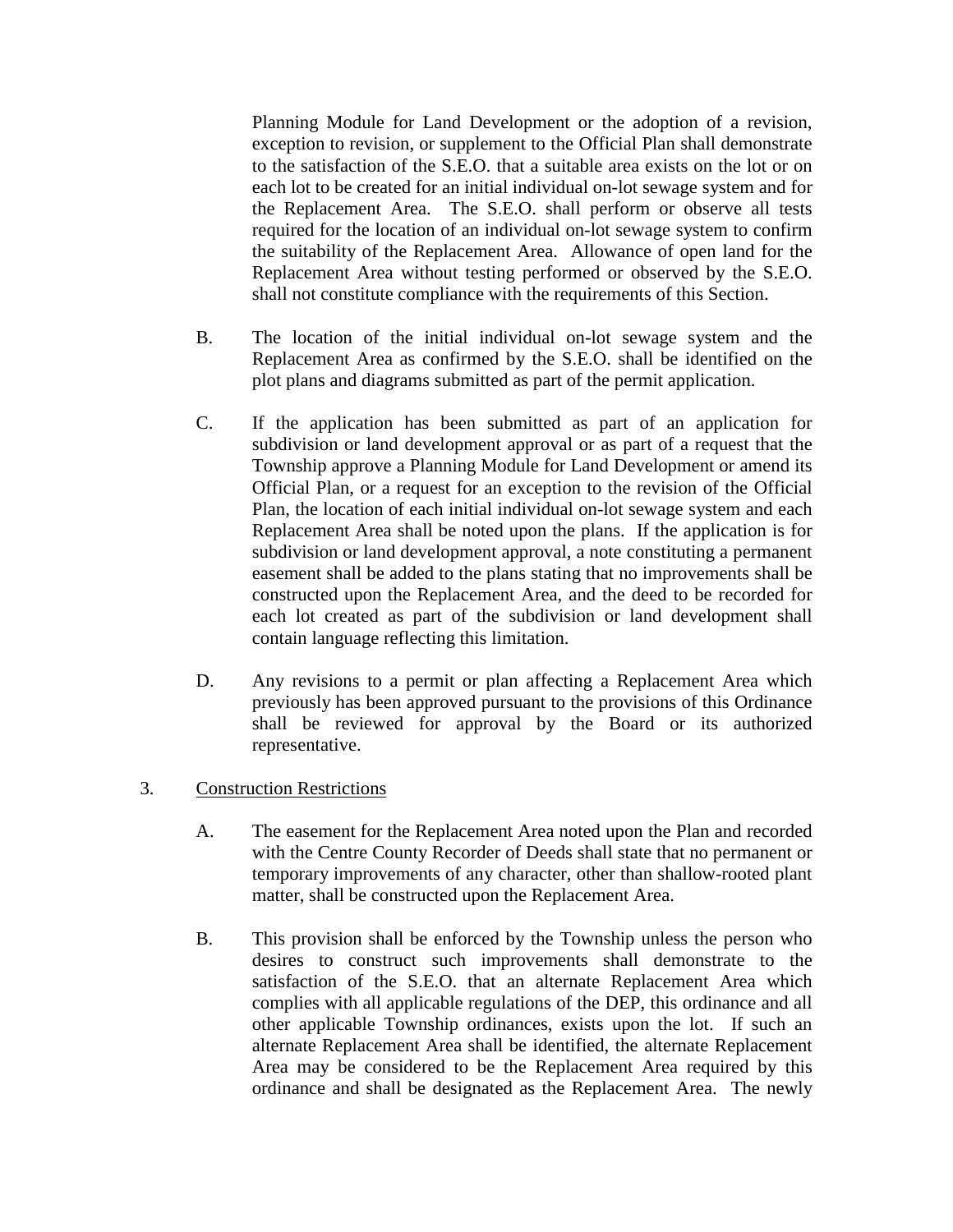Planning Module for Land Development or the adoption of a revision, exception to revision, or supplement to the Official Plan shall demonstrate to the satisfaction of the S.E.O. that a suitable area exists on the lot or on each lot to be created for an initial individual on-lot sewage system and for the Replacement Area. The S.E.O. shall perform or observe all tests required for the location of an individual on-lot sewage system to confirm the suitability of the Replacement Area. Allowance of open land for the Replacement Area without testing performed or observed by the S.E.O. shall not constitute compliance with the requirements of this Section.

B. The location of the initial individual on-lot sewage system and the Replacement Area as confirmed by the S.E.O. shall be identified on the plot plans and diagrams submitted as part of the permit application.

C. If the application has been submitted as part of an application for subdivision or land development approval or as part of a request that the Township approve a Planning Module for Land Development or amend its Official Plan, or a request for an exception to the revision of the Official Plan, the location of each initial individual on-lot sewage system and each Replacement Area shall be noted upon the plans. If the application is for subdivision or land development approval, a note constituting a permanent easement shall be added to the plans stating that no improvements shall be constructed upon the Replacement Area, and the deed to be recorded for each lot created as part of the subdivision or land development shall contain language reflecting this limitation.

D. Any revisions to a permit or plan affecting a Replacement Area which previously has been approved pursuant to the provisions of this Ordinance shall be reviewed for approval by the Board or its authorized representative.

3. <u>Construction Restrictions</u>

A. The easement for the Replacement Area noted upon the Plan and recorded with the Centre County Recorder of Deeds shall state that no permanent or temporary improvements of any character, other than shallow-rooted plant matter, shall be constructed upon the Replacement Area.

B. This provision shall be enforced by the Township unless the person who desires to construct such improvements shall demonstrate to the satisfaction of the S.E.O. that an alternate Replacement Area which complies with all applicable regulations of the DEP, this ordinance and all other applicable Township ordinances, exists upon the lot. If such an alternate Replacement Area shall be identified, the alternate Replacement Area may be considered to be the Replacement Area required by this ordinance and shall be designated as the Replacement Area. The newly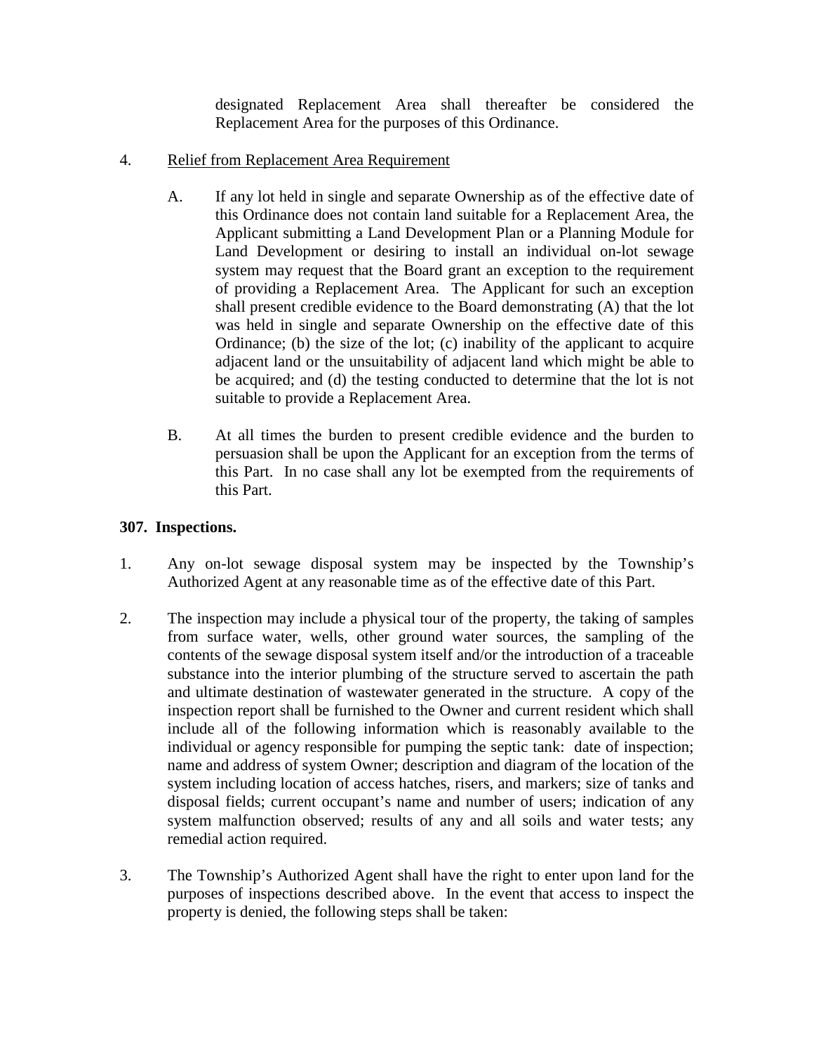designated Replacement Area shall thereafter be considered the Replacement Area for the purposes of this Ordinance.

4. Relief from Replacement Area Requirement

   A. If any lot held in single and separate Ownership as of the effective date of this Ordinance does not contain land suitable for a Replacement Area, the Applicant submitting a Land Development Plan or a Planning Module for Land Development or desiring to install an individual on-lot sewage system may request that the Board grant an exception to the requirement of providing a Replacement Area. The Applicant for such an exception shall present credible evidence to the Board demonstrating (A) that the lot was held in single and separate Ownership on the effective date of this Ordinance; (b) the size of the lot; (c) inability of the applicant to acquire adjacent land or the unsuitability of adjacent land which might be able to be acquired; and (d) the testing conducted to determine that the lot is not suitable to provide a Replacement Area.

   B. At all times the burden to present credible evidence and the burden to persuasion shall be upon the Applicant for an exception from the terms of this Part. In no case shall any lot be exempted from the requirements of this Part.

**307. Inspections.**

1. Any on-lot sewage disposal system may be inspected by the Township's Authorized Agent at any reasonable time as of the effective date of this Part.

2. The inspection may include a physical tour of the property, the taking of samples from surface water, wells, other ground water sources, the sampling of the contents of the sewage disposal system itself and/or the introduction of a traceable substance into the interior plumbing of the structure served to ascertain the path and ultimate destination of wastewater generated in the structure. A copy of the inspection report shall be furnished to the Owner and current resident which shall include all of the following information which is reasonably available to the individual or agency responsible for pumping the septic tank: date of inspection; name and address of system Owner; description and diagram of the location of the system including location of access hatches, risers, and markers; size of tanks and disposal fields; current occupant's name and number of users; indication of any system malfunction observed; results of any and all soils and water tests; any remedial action required.

3. The Township's Authorized Agent shall have the right to enter upon land for the purposes of inspections described above. In the event that access to inspect the property is denied, the following steps shall be taken: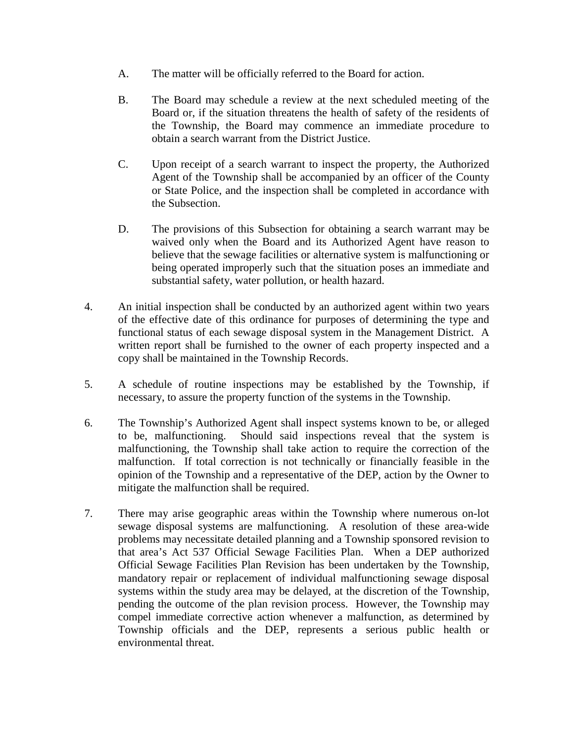A. The matter will be officially referred to the Board for action.

B. The Board may schedule a review at the next scheduled meeting of the Board or, if the situation threatens the health of safety of the residents of the Township, the Board may commence an immediate procedure to obtain a search warrant from the District Justice.

C. Upon receipt of a search warrant to inspect the property, the Authorized Agent of the Township shall be accompanied by an officer of the County or State Police, and the inspection shall be completed in accordance with the Subsection.

D. The provisions of this Subsection for obtaining a search warrant may be waived only when the Board and its Authorized Agent have reason to believe that the sewage facilities or alternative system is malfunctioning or being operated improperly such that the situation poses an immediate and substantial safety, water pollution, or health hazard.

4. An initial inspection shall be conducted by an authorized agent within two years of the effective date of this ordinance for purposes of determining the type and functional status of each sewage disposal system in the Management District. A written report shall be furnished to the owner of each property inspected and a copy shall be maintained in the Township Records.

5. A schedule of routine inspections may be established by the Township, if necessary, to assure the property function of the systems in the Township.

6. The Township's Authorized Agent shall inspect systems known to be, or alleged to be, malfunctioning. Should said inspections reveal that the system is malfunctioning, the Township shall take action to require the correction of the malfunction. If total correction is not technically or financially feasible in the opinion of the Township and a representative of the DEP, action by the Owner to mitigate the malfunction shall be required.

7. There may arise geographic areas within the Township where numerous on-lot sewage disposal systems are malfunctioning. A resolution of these area-wide problems may necessitate detailed planning and a Township sponsored revision to that area's Act 537 Official Sewage Facilities Plan. When a DEP authorized Official Sewage Facilities Plan Revision has been undertaken by the Township, mandatory repair or replacement of individual malfunctioning sewage disposal systems within the study area may be delayed, at the discretion of the Township, pending the outcome of the plan revision process. However, the Township may compel immediate corrective action whenever a malfunction, as determined by Township officials and the DEP, represents a serious public health or environmental threat.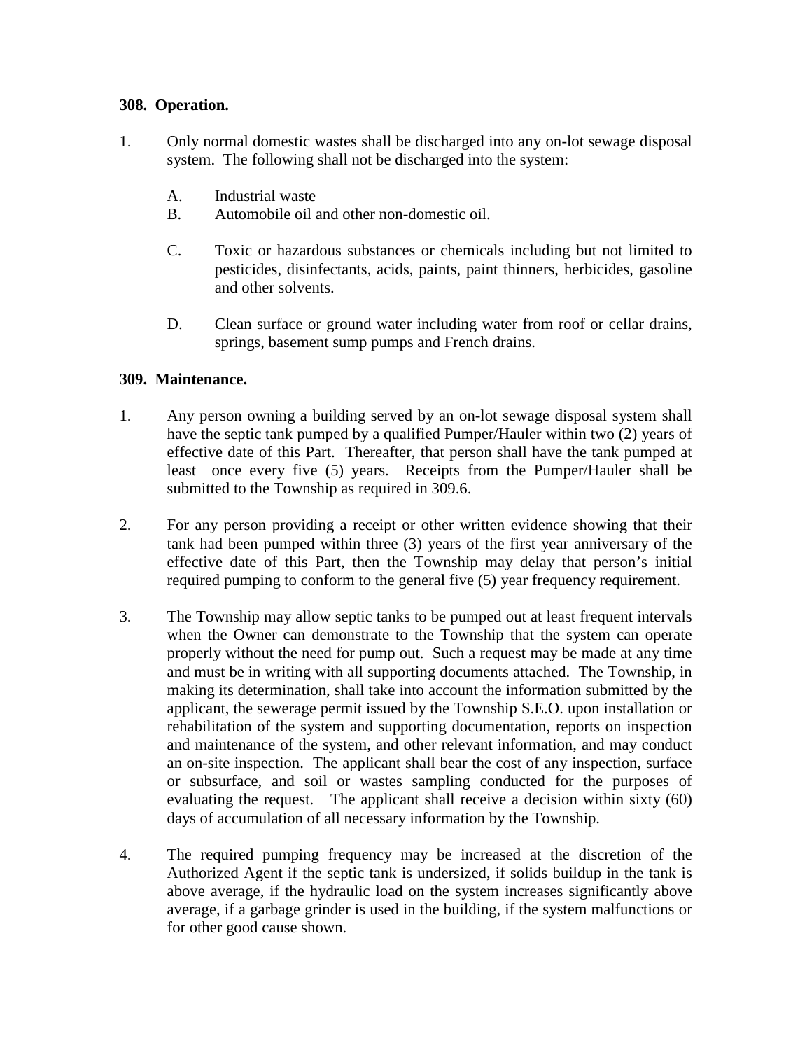**308. Operation.**

1. Only normal domestic wastes shall be discharged into any on-lot sewage disposal system. The following shall not be discharged into the system:

   A. Industrial waste
   B. Automobile oil and other non-domestic oil.

   C. Toxic or hazardous substances or chemicals including but not limited to pesticides, disinfectants, acids, paints, paint thinners, herbicides, gasoline and other solvents.

   D. Clean surface or ground water including water from roof or cellar drains, springs, basement sump pumps and French drains.

**309. Maintenance.**

1. Any person owning a building served by an on-lot sewage disposal system shall have the septic tank pumped by a qualified Pumper/Hauler within two (2) years of effective date of this Part. Thereafter, that person shall have the tank pumped at least once every five (5) years. Receipts from the Pumper/Hauler shall be submitted to the Township as required in 309.6.

2. For any person providing a receipt or other written evidence showing that their tank had been pumped within three (3) years of the first year anniversary of the effective date of this Part, then the Township may delay that person's initial required pumping to conform to the general five (5) year frequency requirement.

3. The Township may allow septic tanks to be pumped out at least frequent intervals when the Owner can demonstrate to the Township that the system can operate properly without the need for pump out. Such a request may be made at any time and must be in writing with all supporting documents attached. The Township, in making its determination, shall take into account the information submitted by the applicant, the sewerage permit issued by the Township S.E.O. upon installation or rehabilitation of the system and supporting documentation, reports on inspection and maintenance of the system, and other relevant information, and may conduct an on-site inspection. The applicant shall bear the cost of any inspection, surface or subsurface, and soil or wastes sampling conducted for the purposes of evaluating the request. The applicant shall receive a decision within sixty (60) days of accumulation of all necessary information by the Township.

4. The required pumping frequency may be increased at the discretion of the Authorized Agent if the septic tank is undersized, if solids buildup in the tank is above average, if the hydraulic load on the system increases significantly above average, if a garbage grinder is used in the building, if the system malfunctions or for other good cause shown.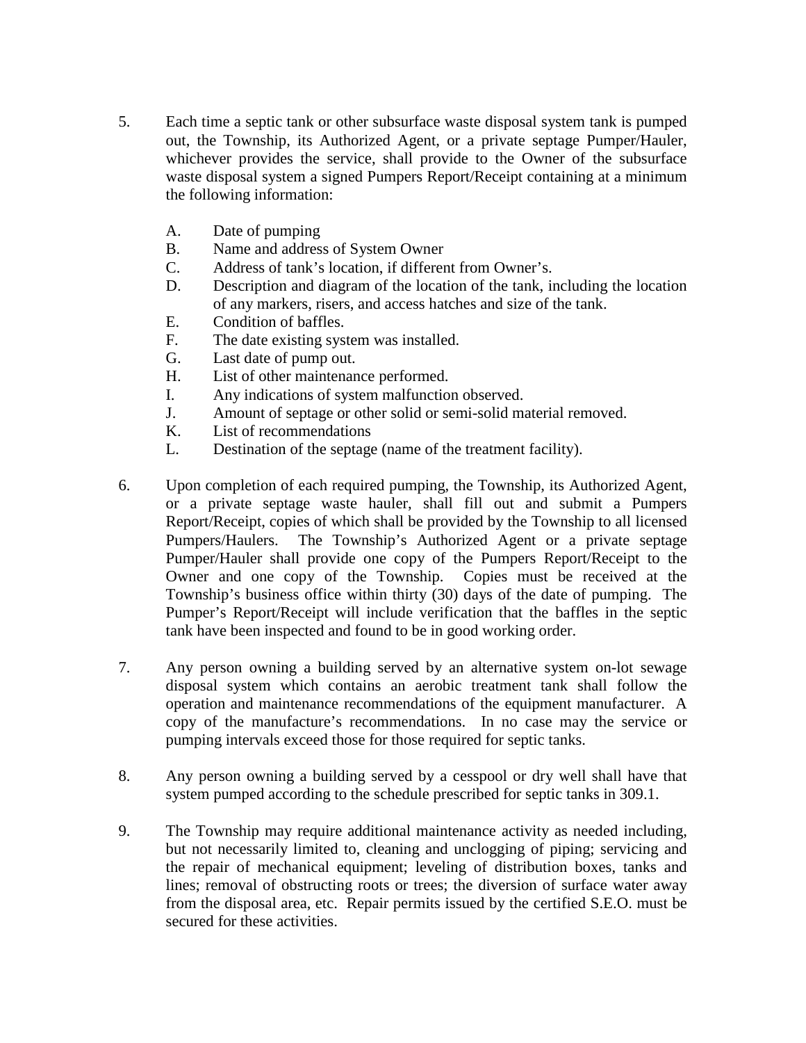5. Each time a septic tank or other subsurface waste disposal system tank is pumped out, the Township, its Authorized Agent, or a private septage Pumper/Hauler, whichever provides the service, shall provide to the Owner of the subsurface waste disposal system a signed Pumpers Report/Receipt containing at a minimum the following information:

   A. Date of pumping
   B. Name and address of System Owner
   C. Address of tank's location, if different from Owner's.
   D. Description and diagram of the location of the tank, including the location of any markers, risers, and access hatches and size of the tank.
   E. Condition of baffles.
   F. The date existing system was installed.
   G. Last date of pump out.
   H. List of other maintenance performed.
   I. Any indications of system malfunction observed.
   J. Amount of septage or other solid or semi-solid material removed.
   K. List of recommendations
   L. Destination of the septage (name of the treatment facility).

6. Upon completion of each required pumping, the Township, its Authorized Agent, or a private septage waste hauler, shall fill out and submit a Pumpers Report/Receipt, copies of which shall be provided by the Township to all licensed Pumpers/Haulers. The Township's Authorized Agent or a private septage Pumper/Hauler shall provide one copy of the Pumpers Report/Receipt to the Owner and one copy of the Township. Copies must be received at the Township's business office within thirty (30) days of the date of pumping. The Pumper's Report/Receipt will include verification that the baffles in the septic tank have been inspected and found to be in good working order.

7. Any person owning a building served by an alternative system on-lot sewage disposal system which contains an aerobic treatment tank shall follow the operation and maintenance recommendations of the equipment manufacturer. A copy of the manufacture's recommendations. In no case may the service or pumping intervals exceed those for those required for septic tanks.

8. Any person owning a building served by a cesspool or dry well shall have that system pumped according to the schedule prescribed for septic tanks in 309.1.

9. The Township may require additional maintenance activity as needed including, but not necessarily limited to, cleaning and unclogging of piping; servicing and the repair of mechanical equipment; leveling of distribution boxes, tanks and lines; removal of obstructing roots or trees; the diversion of surface water away from the disposal area, etc. Repair permits issued by the certified S.E.O. must be secured for these activities.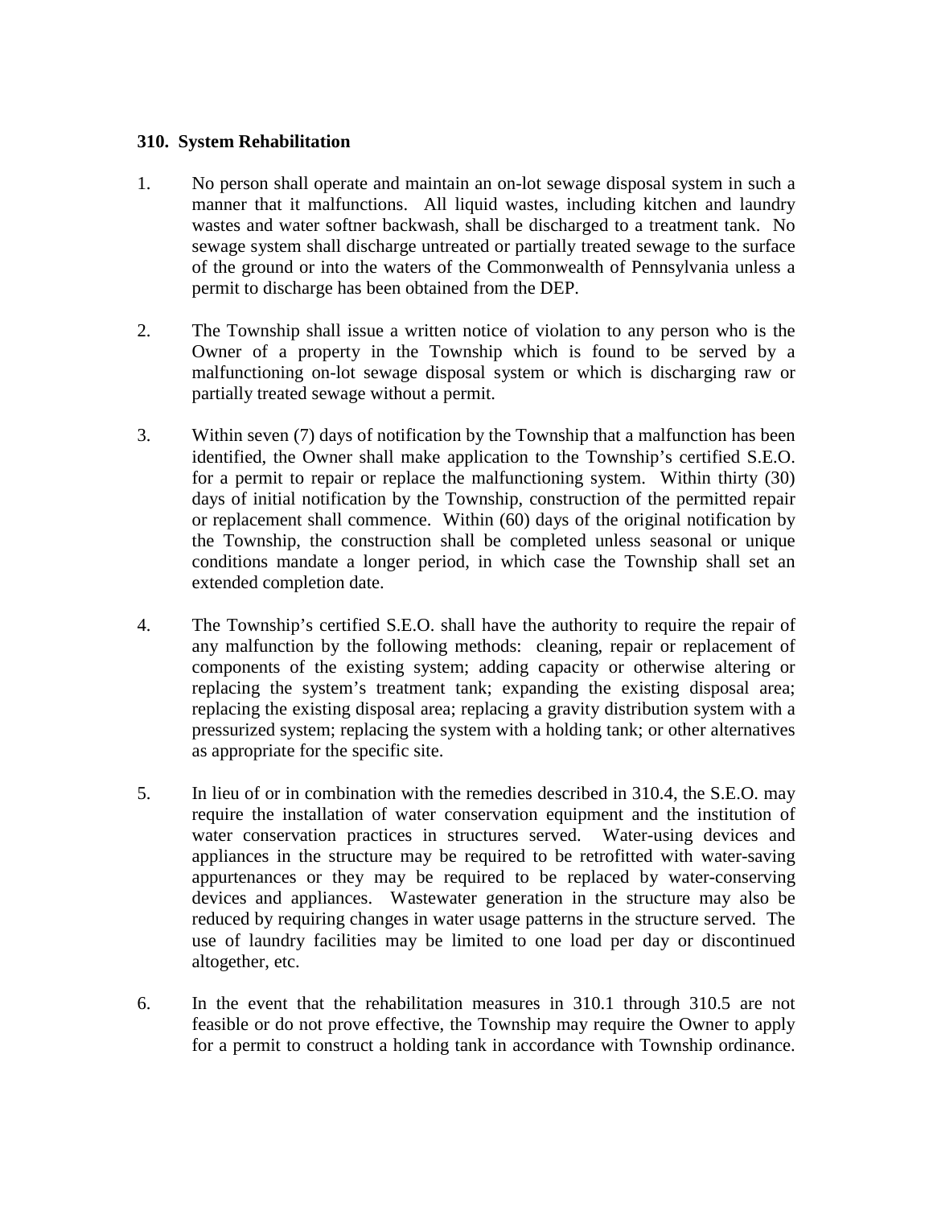**310. System Rehabilitation**

1. No person shall operate and maintain an on-lot sewage disposal system in such a manner that it malfunctions. All liquid wastes, including kitchen and laundry wastes and water softner backwash, shall be discharged to a treatment tank. No sewage system shall discharge untreated or partially treated sewage to the surface of the ground or into the waters of the Commonwealth of Pennsylvania unless a permit to discharge has been obtained from the DEP.

2. The Township shall issue a written notice of violation to any person who is the Owner of a property in the Township which is found to be served by a malfunctioning on-lot sewage disposal system or which is discharging raw or partially treated sewage without a permit.

3. Within seven (7) days of notification by the Township that a malfunction has been identified, the Owner shall make application to the Township's certified S.E.O. for a permit to repair or replace the malfunctioning system. Within thirty (30) days of initial notification by the Township, construction of the permitted repair or replacement shall commence. Within (60) days of the original notification by the Township, the construction shall be completed unless seasonal or unique conditions mandate a longer period, in which case the Township shall set an extended completion date.

4. The Township's certified S.E.O. shall have the authority to require the repair of any malfunction by the following methods: cleaning, repair or replacement of components of the existing system; adding capacity or otherwise altering or replacing the system's treatment tank; expanding the existing disposal area; replacing the existing disposal area; replacing a gravity distribution system with a pressurized system; replacing the system with a holding tank; or other alternatives as appropriate for the specific site.

5. In lieu of or in combination with the remedies described in 310.4, the S.E.O. may require the installation of water conservation equipment and the institution of water conservation practices in structures served. Water-using devices and appliances in the structure may be required to be retrofitted with water-saving appurtenances or they may be required to be replaced by water-conserving devices and appliances. Wastewater generation in the structure may also be reduced by requiring changes in water usage patterns in the structure served. The use of laundry facilities may be limited to one load per day or discontinued altogether, etc.

6. In the event that the rehabilitation measures in 310.1 through 310.5 are not feasible or do not prove effective, the Township may require the Owner to apply for a permit to construct a holding tank in accordance with Township ordinance.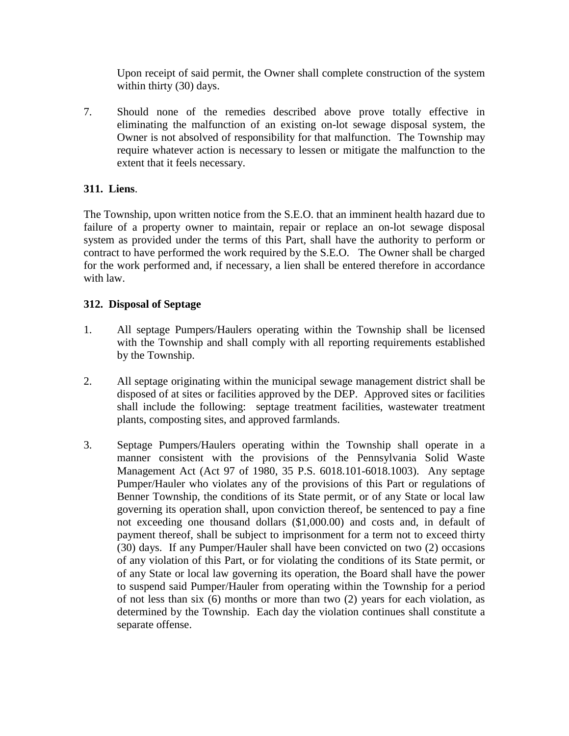Upon receipt of said permit, the Owner shall complete construction of the system within thirty (30) days.

7. Should none of the remedies described above prove totally effective in eliminating the malfunction of an existing on-lot sewage disposal system, the Owner is not absolved of responsibility for that malfunction. The Township may require whatever action is necessary to lessen or mitigate the malfunction to the extent that it feels necessary.

**311. Liens**.

The Township, upon written notice from the S.E.O. that an imminent health hazard due to failure of a property owner to maintain, repair or replace an on-lot sewage disposal system as provided under the terms of this Part, shall have the authority to perform or contract to have performed the work required by the S.E.O. The Owner shall be charged for the work performed and, if necessary, a lien shall be entered therefore in accordance with law.

**312. Disposal of Septage**

1. All septage Pumpers/Haulers operating within the Township shall be licensed with the Township and shall comply with all reporting requirements established by the Township.

2. All septage originating within the municipal sewage management district shall be disposed of at sites or facilities approved by the DEP. Approved sites or facilities shall include the following: septage treatment facilities, wastewater treatment plants, composting sites, and approved farmlands.

3. Septage Pumpers/Haulers operating within the Township shall operate in a manner consistent with the provisions of the Pennsylvania Solid Waste Management Act (Act 97 of 1980, 35 P.S. 6018.101-6018.1003). Any septage Pumper/Hauler who violates any of the provisions of this Part or regulations of Benner Township, the conditions of its State permit, or of any State or local law governing its operation shall, upon conviction thereof, be sentenced to pay a fine not exceeding one thousand dollars ($1,000.00) and costs and, in default of payment thereof, shall be subject to imprisonment for a term not to exceed thirty (30) days. If any Pumper/Hauler shall have been convicted on two (2) occasions of any violation of this Part, or for violating the conditions of its State permit, or of any State or local law governing its operation, the Board shall have the power to suspend said Pumper/Hauler from operating within the Township for a period of not less than six (6) months or more than two (2) years for each violation, as determined by the Township. Each day the violation continues shall constitute a separate offense.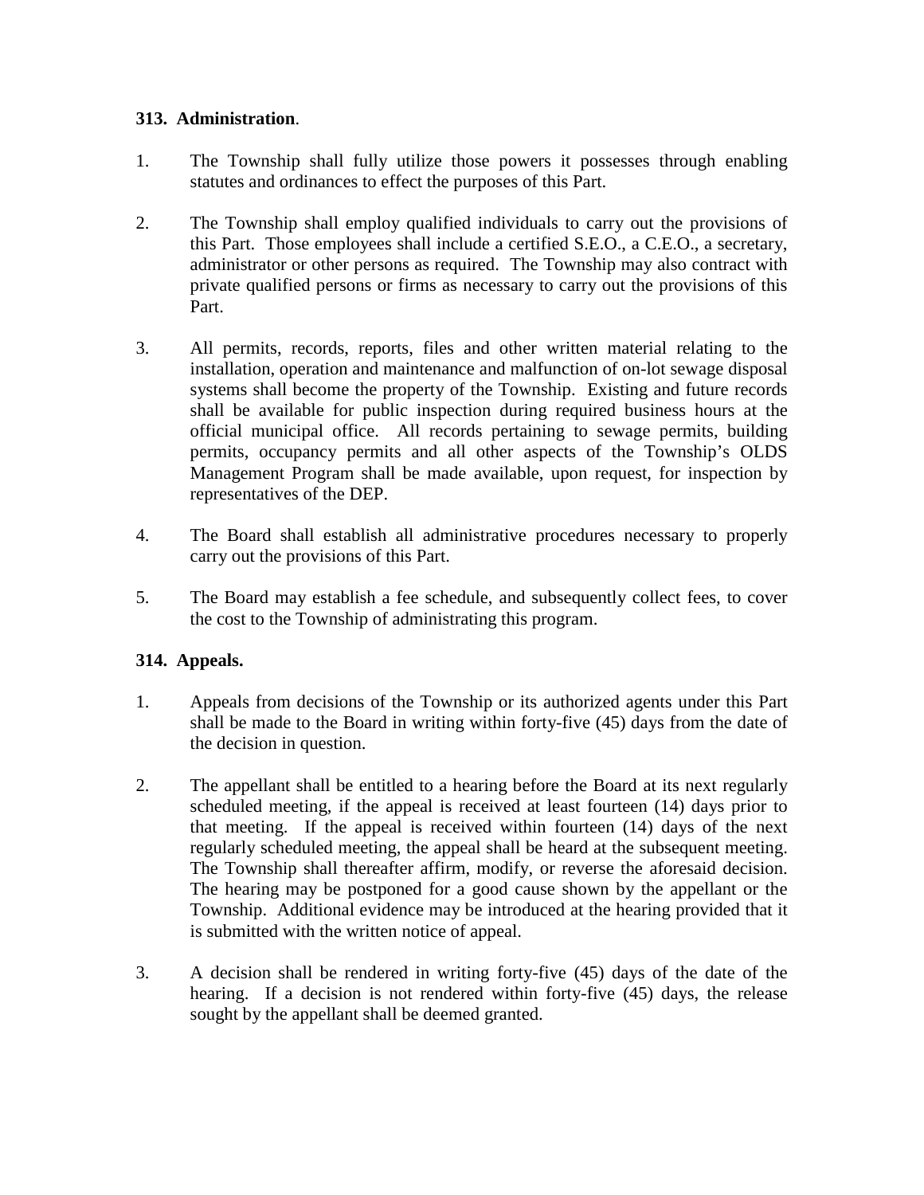**313. Administration**.

1. The Township shall fully utilize those powers it possesses through enabling statutes and ordinances to effect the purposes of this Part.

2. The Township shall employ qualified individuals to carry out the provisions of this Part. Those employees shall include a certified S.E.O., a C.E.O., a secretary, administrator or other persons as required. The Township may also contract with private qualified persons or firms as necessary to carry out the provisions of this Part.

3. All permits, records, reports, files and other written material relating to the installation, operation and maintenance and malfunction of on-lot sewage disposal systems shall become the property of the Township. Existing and future records shall be available for public inspection during required business hours at the official municipal office. All records pertaining to sewage permits, building permits, occupancy permits and all other aspects of the Township's OLDS Management Program shall be made available, upon request, for inspection by representatives of the DEP.

4. The Board shall establish all administrative procedures necessary to properly carry out the provisions of this Part.

5. The Board may establish a fee schedule, and subsequently collect fees, to cover the cost to the Township of administrating this program.

**314. Appeals.**

1. Appeals from decisions of the Township or its authorized agents under this Part shall be made to the Board in writing within forty-five (45) days from the date of the decision in question.

2. The appellant shall be entitled to a hearing before the Board at its next regularly scheduled meeting, if the appeal is received at least fourteen (14) days prior to that meeting. If the appeal is received within fourteen (14) days of the next regularly scheduled meeting, the appeal shall be heard at the subsequent meeting. The Township shall thereafter affirm, modify, or reverse the aforesaid decision. The hearing may be postponed for a good cause shown by the appellant or the Township. Additional evidence may be introduced at the hearing provided that it is submitted with the written notice of appeal.

3. A decision shall be rendered in writing forty-five (45) days of the date of the hearing. If a decision is not rendered within forty-five (45) days, the release sought by the appellant shall be deemed granted.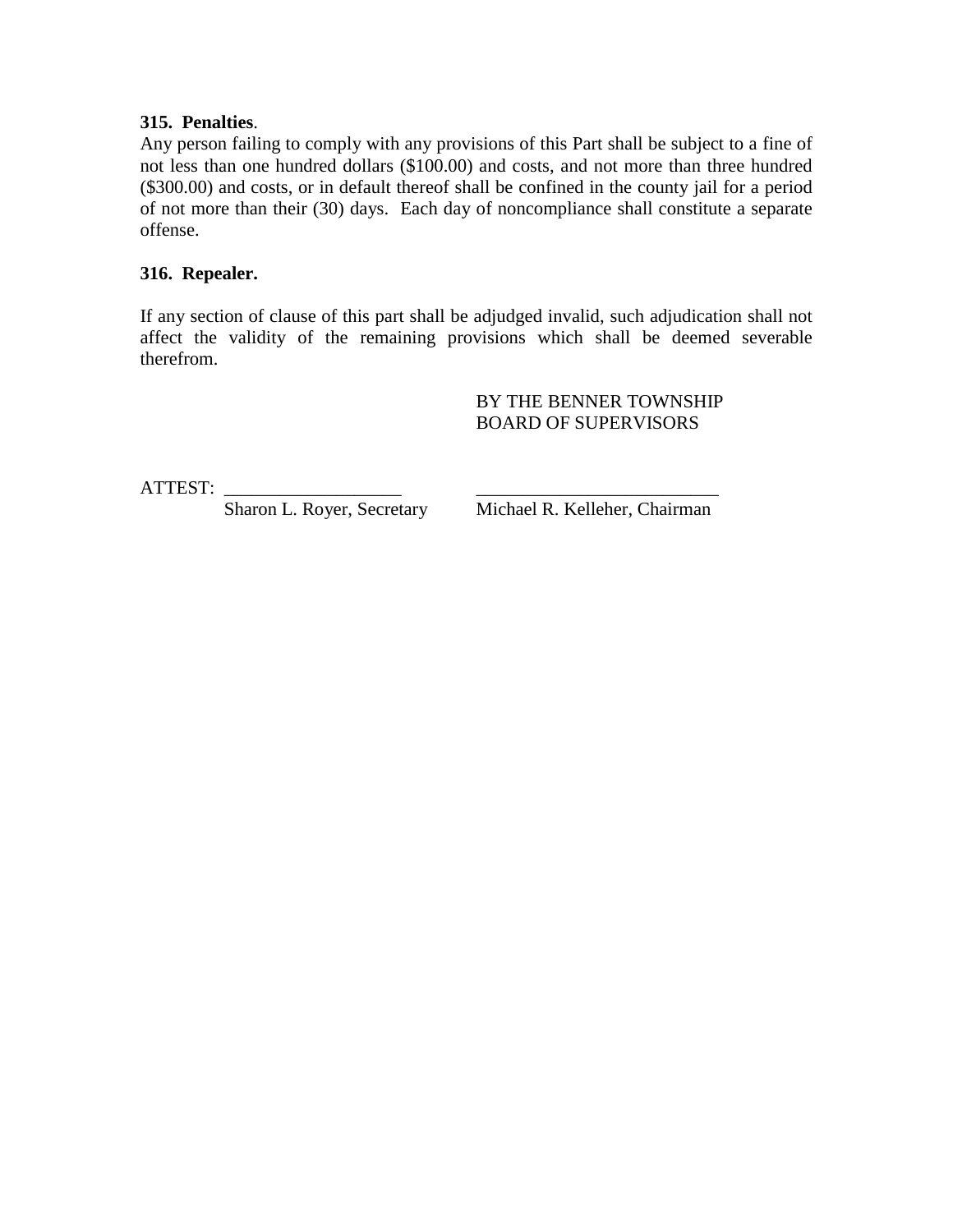**315. Penalties**.

Any person failing to comply with any provisions of this Part shall be subject to a fine of not less than one hundred dollars ($100.00) and costs, and not more than three hundred ($300.00) and costs, or in default thereof shall be confined in the county jail for a period of not more than their (30) days. Each day of noncompliance shall constitute a separate offense.

**316. Repealer.**

If any section of clause of this part shall be adjudged invalid, such adjudication shall not affect the validity of the remaining provisions which shall be deemed severable therefrom.

BY THE BENNER TOWNSHIP
BOARD OF SUPERVISORS

ATTEST: ___________________ ___________________________

Sharon L. Royer, Secretary Michael R. Kelleher, Chairman